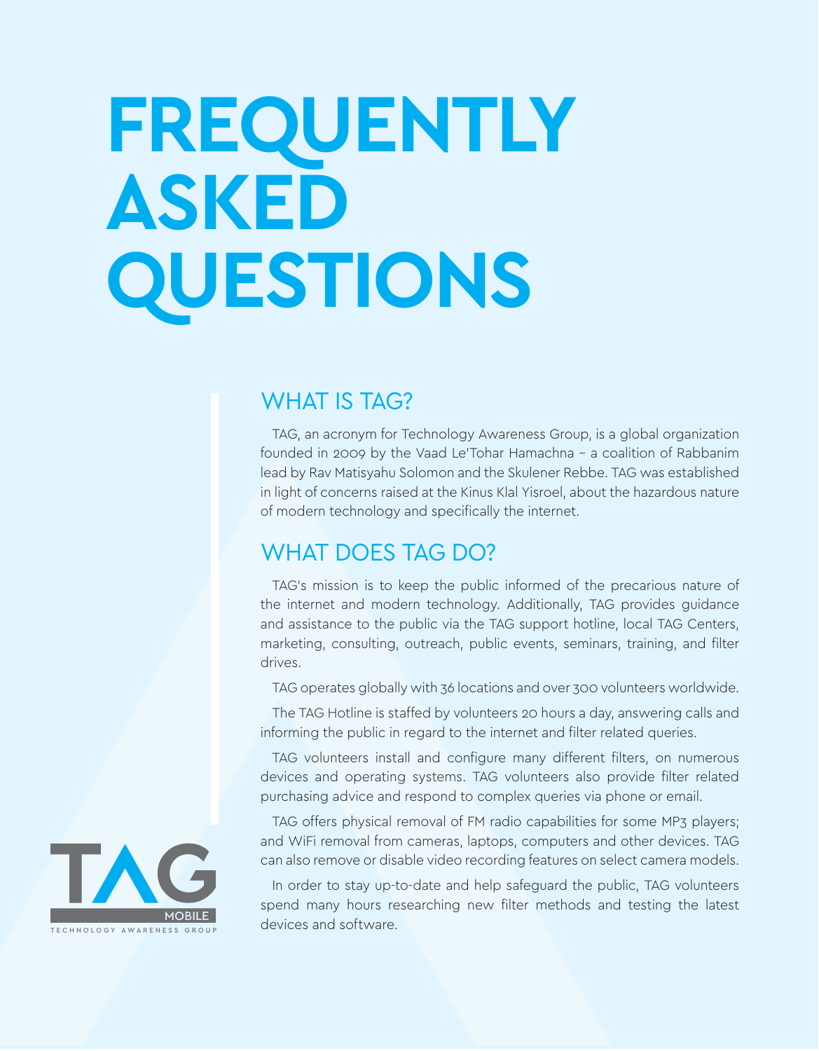# FREQUENTLY ASKED QUESTIONS

## WHAT IS TAG?

TAG, an acronym for Technology Awareness Group, is a global organization founded in 2009 by the Vaad Le'Tohar Hamachna – a coalition of Rabbanim lead by Rav Matisyahu Solomon and the Skulener Rebbe. TAG was established in light of concerns raised at the Kinus Klal Yisroel, about the hazardous nature of modern technology and specifically the internet.

## WHAT DOES TAG DO?

TAG's mission is to keep the public informed of the precarious nature of the internet and modern technology. Additionally, TAG provides guidance and assistance to the public via the TAG support hotline, local TAG Centers, marketing, consulting, outreach, public events, seminars, training, and filter drives.

TAG operates globally with 36 locations and over 300 volunteers worldwide.

The TAG Hotline is staffed by volunteers 20 hours a day, answering calls and informing the public in regard to the internet and filter related queries.

TAG volunteers install and configure many different filters, on numerous devices and operating systems. TAG volunteers also provide filter related purchasing advice and respond to complex queries via phone or email.

TAG offers physical removal of FM radio capabilities for some MP3 players; and WiFi removal from cameras, laptops, computers and other devices. TAG can also remove or disable video recording features on select camera models.

In order to stay up-to-date and help safeguard the public, TAG volunteers spend many hours researching new filter methods and testing the latest devices and software.

TAG MOBILE
TECHNOLOGY AWARENESS GROUP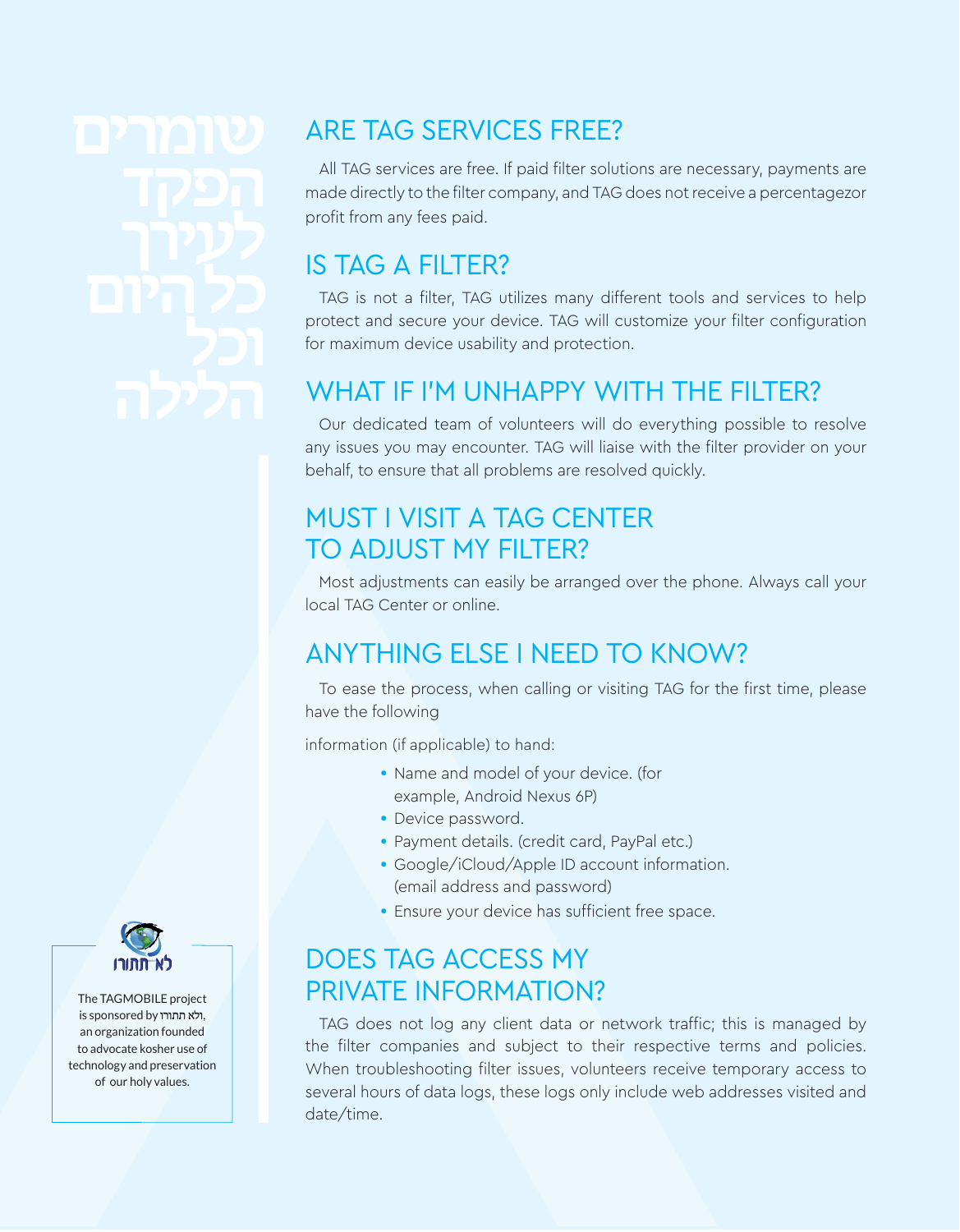שומרים
הפקד
לעירך
כל היום
וכל
הלילה

## ARE TAG SERVICES FREE?

All TAG services are free. If paid filter solutions are necessary, payments are made directly to the filter company, and TAG does not receive a percentagezor profit from any fees paid.

## IS TAG A FILTER?

TAG is not a filter, TAG utilizes many different tools and services to help protect and secure your device. TAG will customize your filter configuration for maximum device usability and protection.

## WHAT IF I'M UNHAPPY WITH THE FILTER?

Our dedicated team of volunteers will do everything possible to resolve any issues you may encounter. TAG will liaise with the filter provider on your behalf, to ensure that all problems are resolved quickly.

## MUST I VISIT A TAG CENTER TO ADJUST MY FILTER?

Most adjustments can easily be arranged over the phone. Always call your local TAG Center or online.

## ANYTHING ELSE I NEED TO KNOW?

To ease the process, when calling or visiting TAG for the first time, please have the following

information (if applicable) to hand:

- Name and model of your device. (for example, Android Nexus 6P)
- Device password.
- Payment details. (credit card, PayPal etc.)
- Google/iCloud/Apple ID account information. (email address and password)
- Ensure your device has sufficient free space.

## DOES TAG ACCESS MY PRIVATE INFORMATION?

TAG does not log any client data or network traffic; this is managed by the filter companies and subject to their respective terms and policies. When troubleshooting filter issues, volunteers receive temporary access to several hours of data logs, these logs only include web addresses visited and date/time.

לא תתורו

The TAGMOBILE project is sponsored by ולא תתורו, an organization founded to advocate kosher use of technology and preservation of our holy values.